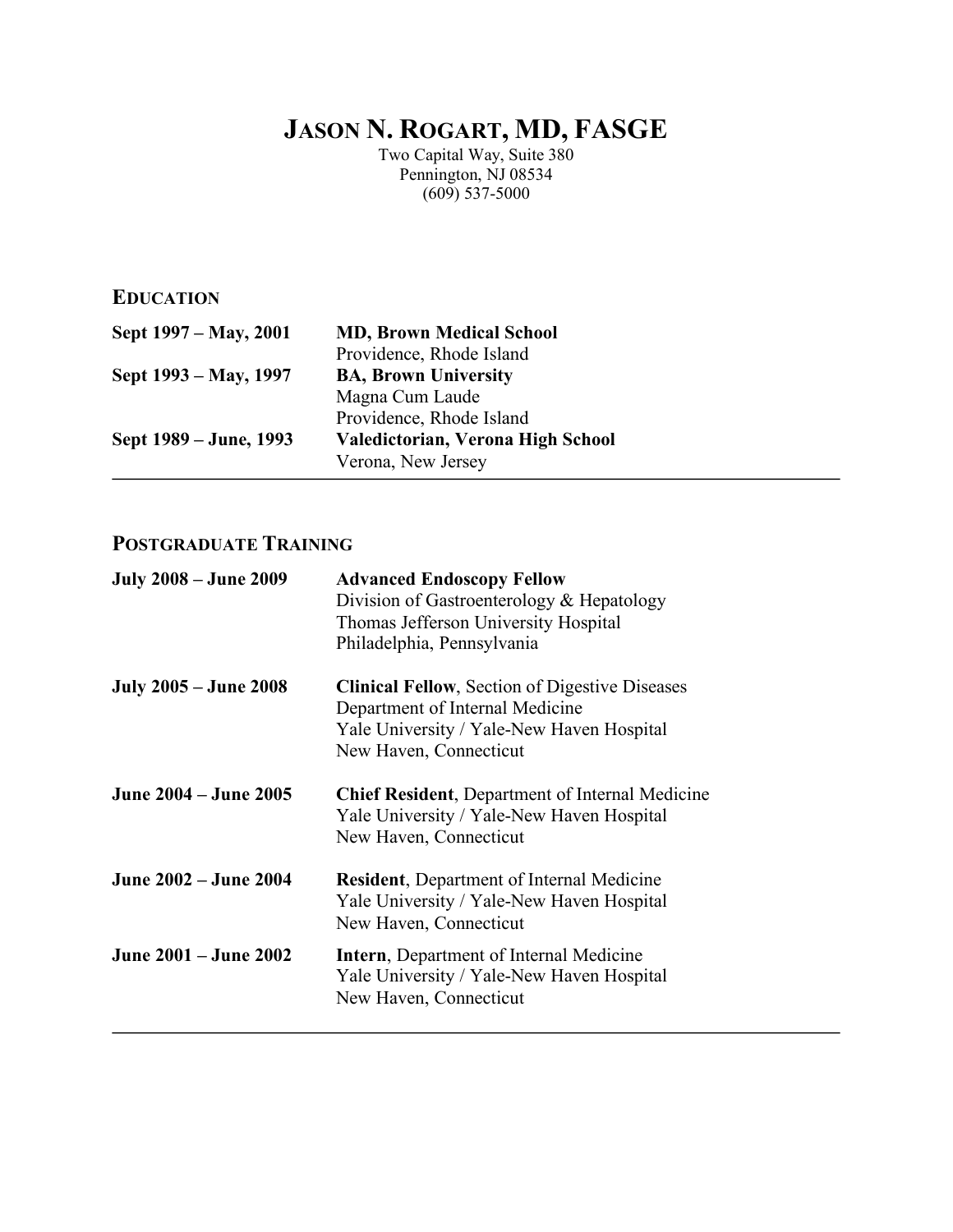# JASON N. ROGART, MD, FASGE

Two Capital Way, Suite 380
Pennington, NJ 08534
(609) 537-5000

## EDUCATION

| | |
|---|---|
| **Sept 1997 – May, 2001** | **MD, Brown Medical School**<br>Providence, Rhode Island |
| **Sept 1993 – May, 1997** | **BA, Brown University**<br>Magna Cum Laude<br>Providence, Rhode Island |
| **Sept 1989 – June, 1993** | **Valedictorian, Verona High School**<br>Verona, New Jersey |

---

## POSTGRADUATE TRAINING

| | |
|---|---|
| **July 2008 – June 2009** | **Advanced Endoscopy Fellow**<br>Division of Gastroenterology & Hepatology<br>Thomas Jefferson University Hospital<br>Philadelphia, Pennsylvania |
| **July 2005 – June 2008** | **Clinical Fellow**, Section of Digestive Diseases<br>Department of Internal Medicine<br>Yale University / Yale-New Haven Hospital<br>New Haven, Connecticut |
| **June 2004 – June 2005** | **Chief Resident**, Department of Internal Medicine<br>Yale University / Yale-New Haven Hospital<br>New Haven, Connecticut |
| **June 2002 – June 2004** | **Resident**, Department of Internal Medicine<br>Yale University / Yale-New Haven Hospital<br>New Haven, Connecticut |
| **June 2001 – June 2002** | **Intern**, Department of Internal Medicine<br>Yale University / Yale-New Haven Hospital<br>New Haven, Connecticut |

---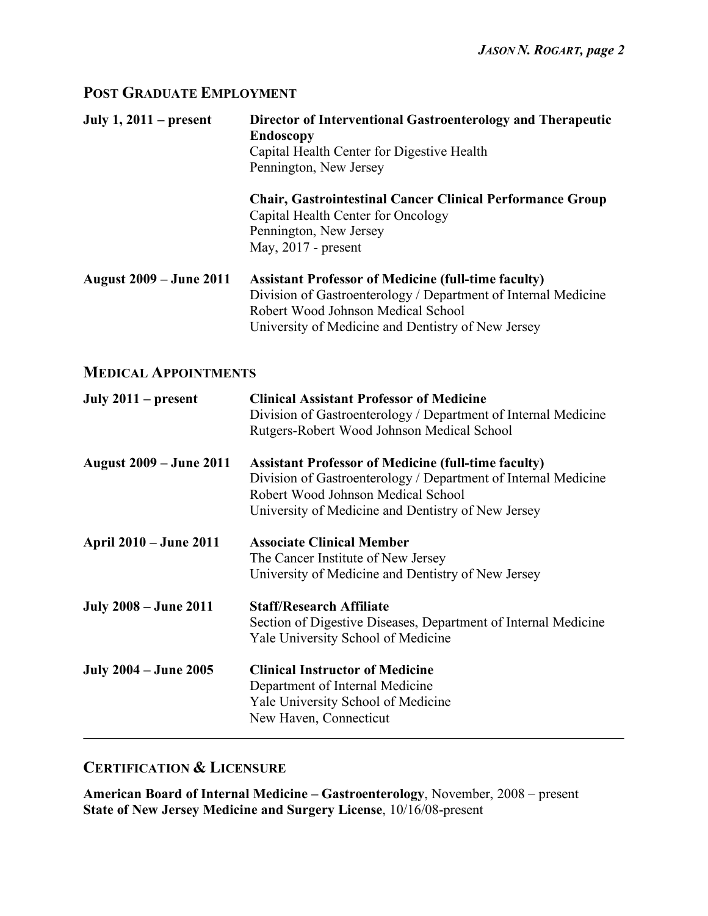## POST GRADUATE EMPLOYMENT

**July 1, 2011 – present**

**Director of Interventional Gastroenterology and Therapeutic Endoscopy**
Capital Health Center for Digestive Health
Pennington, New Jersey

**Chair, Gastrointestinal Cancer Clinical Performance Group**
Capital Health Center for Oncology
Pennington, New Jersey
May, 2017 - present

**August 2009 – June 2011**

**Assistant Professor of Medicine (full-time faculty)**
Division of Gastroenterology / Department of Internal Medicine
Robert Wood Johnson Medical School
University of Medicine and Dentistry of New Jersey

## MEDICAL APPOINTMENTS

**July 2011 – present**

**Clinical Assistant Professor of Medicine**
Division of Gastroenterology / Department of Internal Medicine
Rutgers-Robert Wood Johnson Medical School

**August 2009 – June 2011**

**Assistant Professor of Medicine (full-time faculty)**
Division of Gastroenterology / Department of Internal Medicine
Robert Wood Johnson Medical School
University of Medicine and Dentistry of New Jersey

**April 2010 – June 2011**

**Associate Clinical Member**
The Cancer Institute of New Jersey
University of Medicine and Dentistry of New Jersey

**July 2008 – June 2011**

**Staff/Research Affiliate**
Section of Digestive Diseases, Department of Internal Medicine
Yale University School of Medicine

**July 2004 – June 2005**

**Clinical Instructor of Medicine**
Department of Internal Medicine
Yale University School of Medicine
New Haven, Connecticut

---

## CERTIFICATION & LICENSURE

**American Board of Internal Medicine – Gastroenterology**, November, 2008 – present
**State of New Jersey Medicine and Surgery License**, 10/16/08-present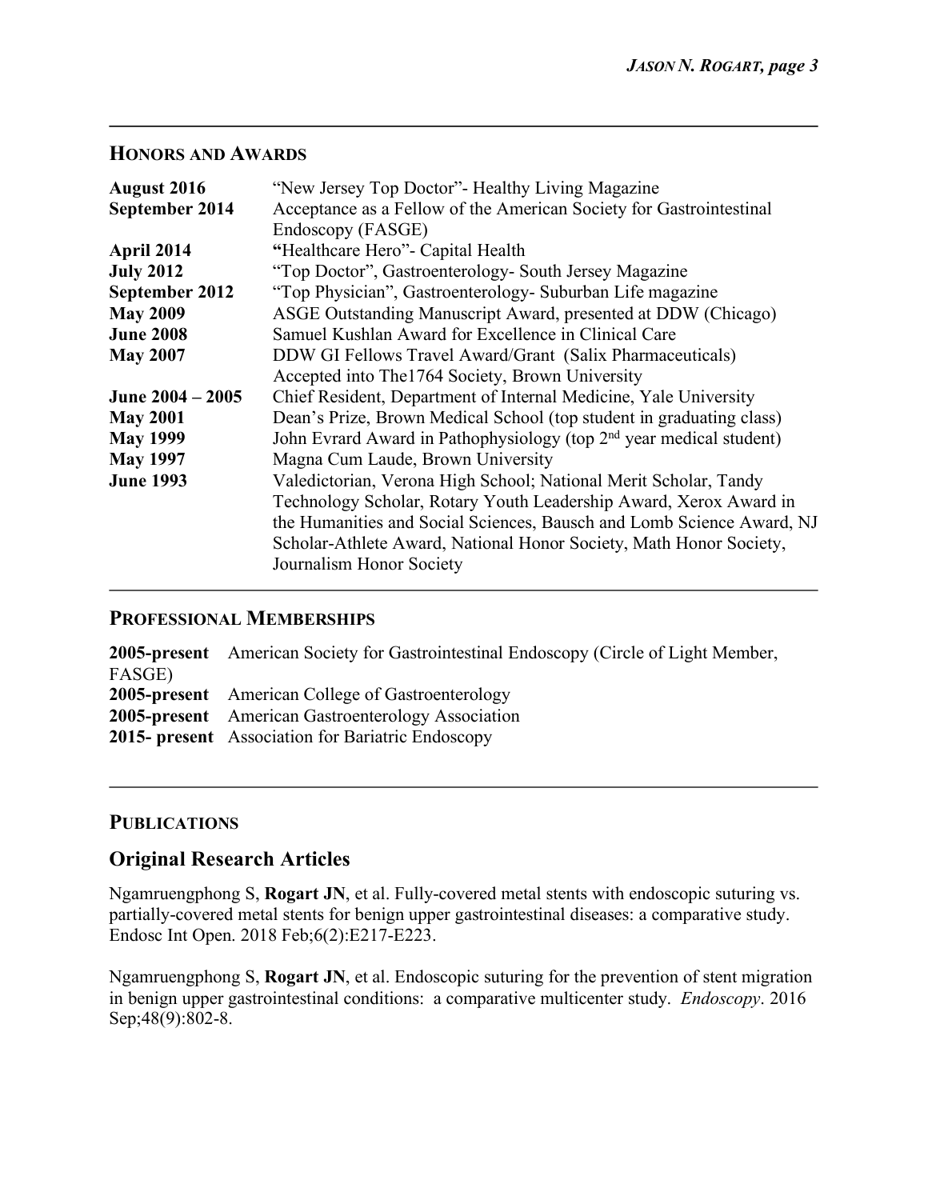## HONORS AND AWARDS

| | |
|---|---|
| **August 2016** | "New Jersey Top Doctor"- Healthy Living Magazine |
| **September 2014** | Acceptance as a Fellow of the American Society for Gastrointestinal Endoscopy (FASGE) |
| **April 2014** | **"**Healthcare Hero"- Capital Health |
| **July 2012** | "Top Doctor", Gastroenterology- South Jersey Magazine |
| **September 2012** | "Top Physician", Gastroenterology- Suburban Life magazine |
| **May 2009** | ASGE Outstanding Manuscript Award, presented at DDW (Chicago) |
| **June 2008** | Samuel Kushlan Award for Excellence in Clinical Care |
| **May 2007** | DDW GI Fellows Travel Award/Grant (Salix Pharmaceuticals) |
| | Accepted into The1764 Society, Brown University |
| **June 2004 – 2005** | Chief Resident, Department of Internal Medicine, Yale University |
| **May 2001** | Dean's Prize, Brown Medical School (top student in graduating class) |
| **May 1999** | John Evrard Award in Pathophysiology (top 2nd year medical student) |
| **May 1997** | Magna Cum Laude, Brown University |
| **June 1993** | Valedictorian, Verona High School; National Merit Scholar, Tandy Technology Scholar, Rotary Youth Leadership Award, Xerox Award in the Humanities and Social Sciences, Bausch and Lomb Science Award, NJ Scholar-Athlete Award, National Honor Society, Math Honor Society, Journalism Honor Society |

## PROFESSIONAL MEMBERSHIPS

**2005-present** American Society for Gastrointestinal Endoscopy (Circle of Light Member, FASGE)
**2005-present** American College of Gastroenterology
**2005-present** American Gastroenterology Association
**2015- present** Association for Bariatric Endoscopy

## PUBLICATIONS

### Original Research Articles

Ngamruengphong S, **Rogart JN**, et al. Fully-covered metal stents with endoscopic suturing vs. partially-covered metal stents for benign upper gastrointestinal diseases: a comparative study. Endosc Int Open. 2018 Feb;6(2):E217-E223.

Ngamruengphong S, **Rogart JN**, et al. Endoscopic suturing for the prevention of stent migration in benign upper gastrointestinal conditions: a comparative multicenter study. *Endoscopy*. 2016 Sep;48(9):802-8.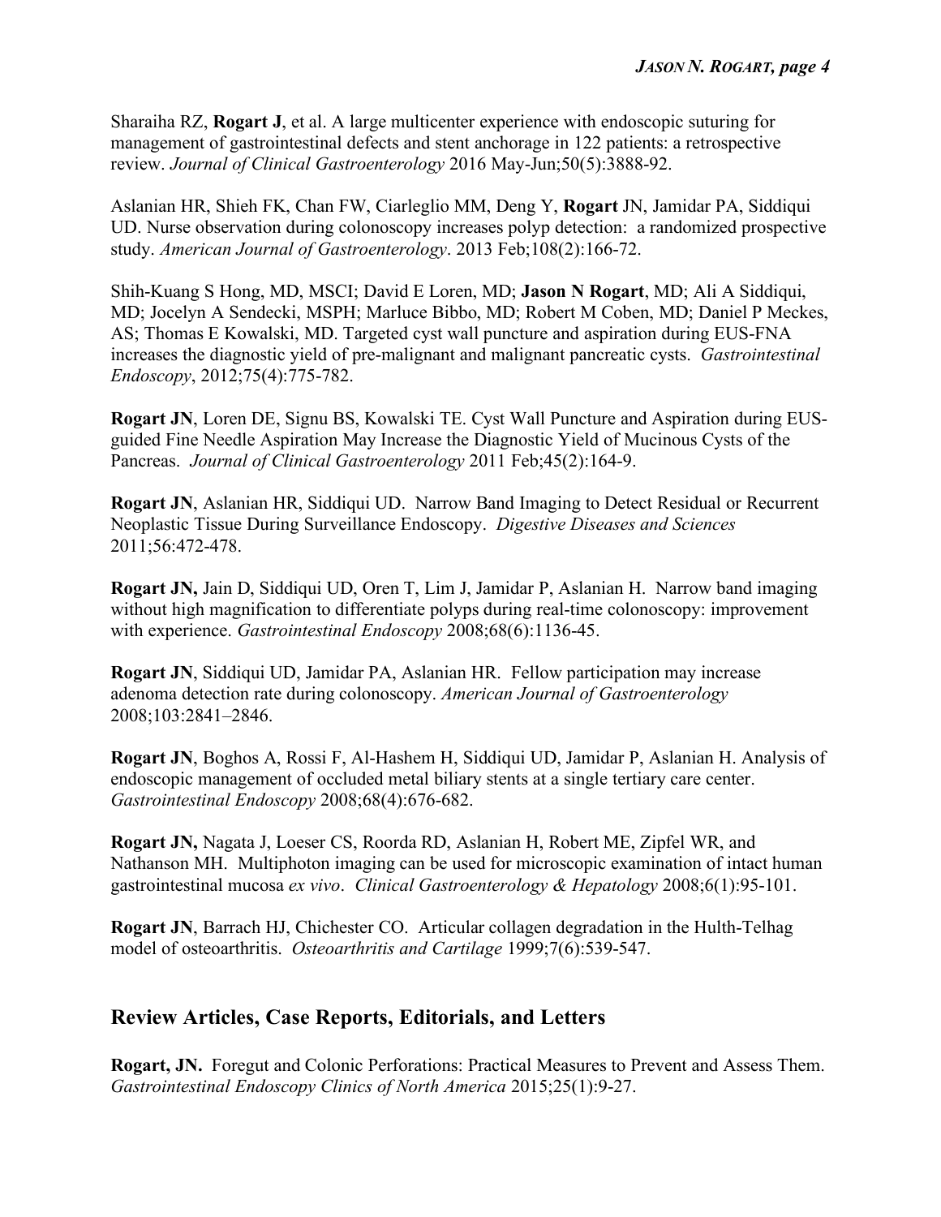Sharaiha RZ, **Rogart J**, et al. A large multicenter experience with endoscopic suturing for management of gastrointestinal defects and stent anchorage in 122 patients: a retrospective review. *Journal of Clinical Gastroenterology* 2016 May-Jun;50(5):3888-92.

Aslanian HR, Shieh FK, Chan FW, Ciarleglio MM, Deng Y, **Rogart** JN, Jamidar PA, Siddiqui UD. Nurse observation during colonoscopy increases polyp detection: a randomized prospective study. *American Journal of Gastroenterology*. 2013 Feb;108(2):166-72.

Shih-Kuang S Hong, MD, MSCI; David E Loren, MD; **Jason N Rogart**, MD; Ali A Siddiqui, MD; Jocelyn A Sendecki, MSPH; Marluce Bibbo, MD; Robert M Coben, MD; Daniel P Meckes, AS; Thomas E Kowalski, MD. Targeted cyst wall puncture and aspiration during EUS-FNA increases the diagnostic yield of pre-malignant and malignant pancreatic cysts. *Gastrointestinal Endoscopy*, 2012;75(4):775-782.

**Rogart JN**, Loren DE, Signu BS, Kowalski TE. Cyst Wall Puncture and Aspiration during EUS-guided Fine Needle Aspiration May Increase the Diagnostic Yield of Mucinous Cysts of the Pancreas. *Journal of Clinical Gastroenterology* 2011 Feb;45(2):164-9.

**Rogart JN**, Aslanian HR, Siddiqui UD. Narrow Band Imaging to Detect Residual or Recurrent Neoplastic Tissue During Surveillance Endoscopy. *Digestive Diseases and Sciences* 2011;56:472-478.

**Rogart JN,** Jain D, Siddiqui UD, Oren T, Lim J, Jamidar P, Aslanian H. Narrow band imaging without high magnification to differentiate polyps during real-time colonoscopy: improvement with experience. *Gastrointestinal Endoscopy* 2008;68(6):1136-45.

**Rogart JN**, Siddiqui UD, Jamidar PA, Aslanian HR. Fellow participation may increase adenoma detection rate during colonoscopy. *American Journal of Gastroenterology* 2008;103:2841–2846.

**Rogart JN**, Boghos A, Rossi F, Al-Hashem H, Siddiqui UD, Jamidar P, Aslanian H. Analysis of endoscopic management of occluded metal biliary stents at a single tertiary care center. *Gastrointestinal Endoscopy* 2008;68(4):676-682.

**Rogart JN,** Nagata J, Loeser CS, Roorda RD, Aslanian H, Robert ME, Zipfel WR, and Nathanson MH. Multiphoton imaging can be used for microscopic examination of intact human gastrointestinal mucosa *ex vivo*. *Clinical Gastroenterology & Hepatology* 2008;6(1):95-101.

**Rogart JN**, Barrach HJ, Chichester CO. Articular collagen degradation in the Hulth-Telhag model of osteoarthritis. *Osteoarthritis and Cartilage* 1999;7(6):539-547.

## Review Articles, Case Reports, Editorials, and Letters

**Rogart, JN.** Foregut and Colonic Perforations: Practical Measures to Prevent and Assess Them. *Gastrointestinal Endoscopy Clinics of North America* 2015;25(1):9-27.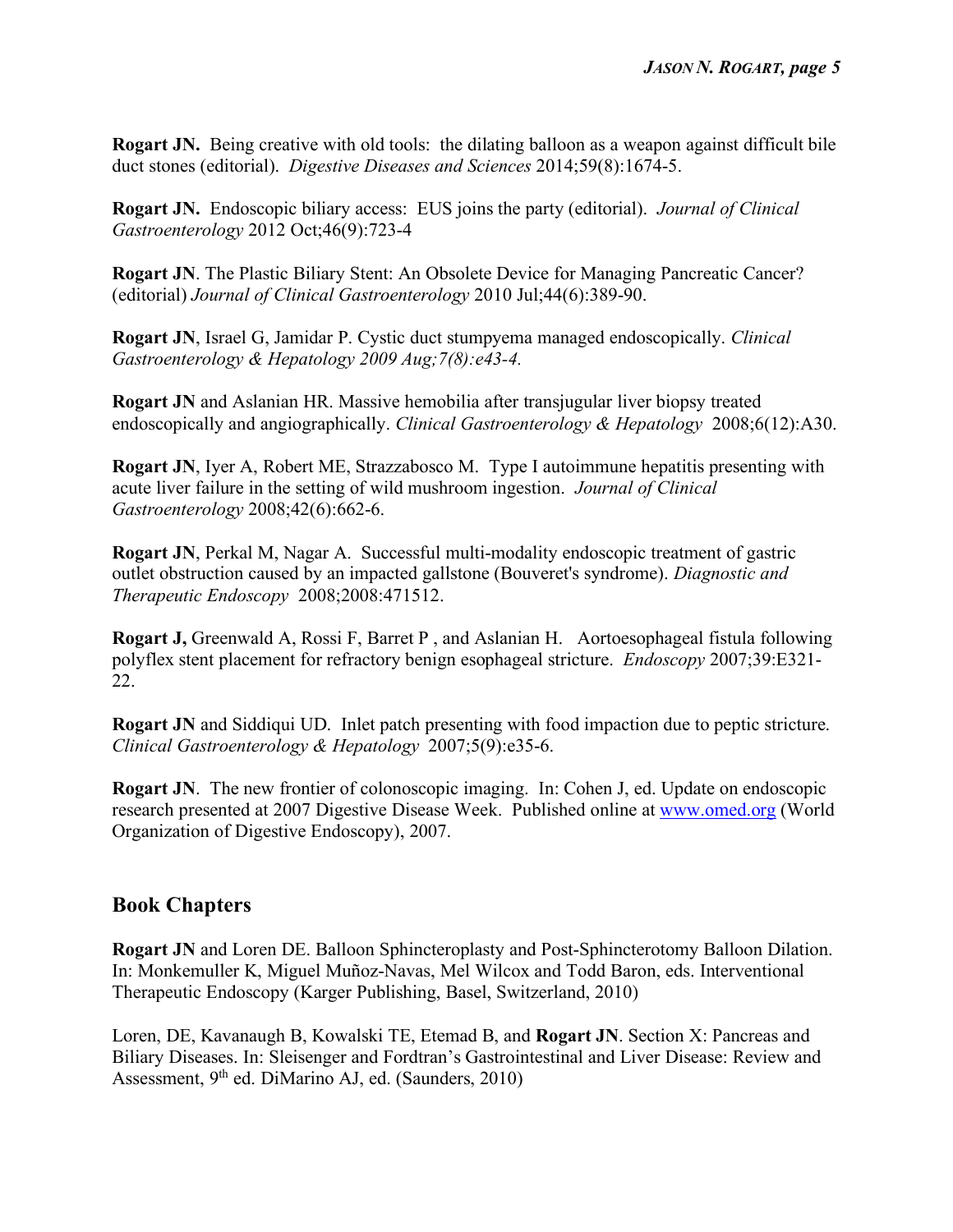**Rogart JN.** Being creative with old tools: the dilating balloon as a weapon against difficult bile duct stones (editorial). *Digestive Diseases and Sciences* 2014;59(8):1674-5.

**Rogart JN.** Endoscopic biliary access: EUS joins the party (editorial). *Journal of Clinical Gastroenterology* 2012 Oct;46(9):723-4

**Rogart JN**. The Plastic Biliary Stent: An Obsolete Device for Managing Pancreatic Cancer? (editorial) *Journal of Clinical Gastroenterology* 2010 Jul;44(6):389-90.

**Rogart JN**, Israel G, Jamidar P. Cystic duct stumpyema managed endoscopically. *Clinical Gastroenterology & Hepatology 2009 Aug;7(8):e43-4.*

**Rogart JN** and Aslanian HR. Massive hemobilia after transjugular liver biopsy treated endoscopically and angiographically. *Clinical Gastroenterology & Hepatology* 2008;6(12):A30.

**Rogart JN**, Iyer A, Robert ME, Strazzabosco M. Type I autoimmune hepatitis presenting with acute liver failure in the setting of wild mushroom ingestion. *Journal of Clinical Gastroenterology* 2008;42(6):662-6.

**Rogart JN**, Perkal M, Nagar A. Successful multi-modality endoscopic treatment of gastric outlet obstruction caused by an impacted gallstone (Bouveret's syndrome). *Diagnostic and Therapeutic Endoscopy* 2008;2008:471512.

**Rogart J,** Greenwald A, Rossi F, Barret P , and Aslanian H. Aortoesophageal fistula following polyflex stent placement for refractory benign esophageal stricture. *Endoscopy* 2007;39:E321-22.

**Rogart JN** and Siddiqui UD. Inlet patch presenting with food impaction due to peptic stricture. *Clinical Gastroenterology & Hepatology* 2007;5(9):e35-6.

**Rogart JN**. The new frontier of colonoscopic imaging. In: Cohen J, ed. Update on endoscopic research presented at 2007 Digestive Disease Week. Published online at www.omed.org (World Organization of Digestive Endoscopy), 2007.

## Book Chapters

**Rogart JN** and Loren DE. Balloon Sphincteroplasty and Post-Sphincterotomy Balloon Dilation. In: Monkemuller K, Miguel Muñoz-Navas, Mel Wilcox and Todd Baron, eds. Interventional Therapeutic Endoscopy (Karger Publishing, Basel, Switzerland, 2010)

Loren, DE, Kavanaugh B, Kowalski TE, Etemad B, and **Rogart JN**. Section X: Pancreas and Biliary Diseases. In: Sleisenger and Fordtran's Gastrointestinal and Liver Disease: Review and Assessment, 9th ed. DiMarino AJ, ed. (Saunders, 2010)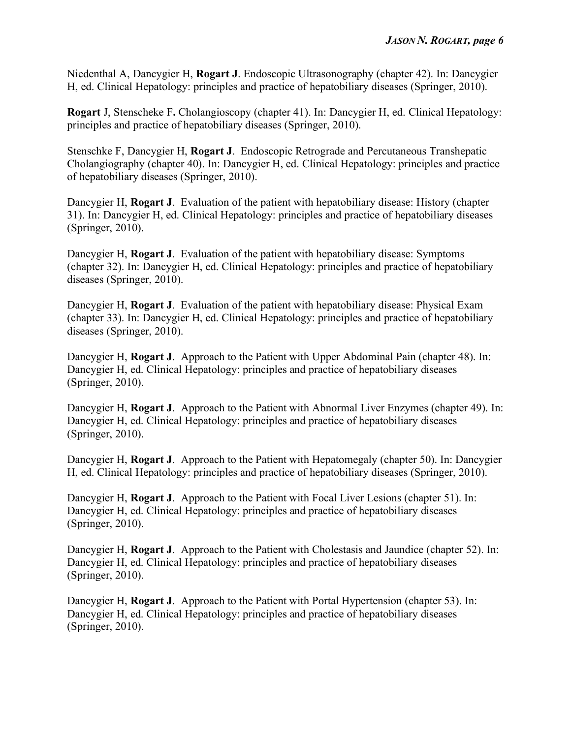Niedenthal A, Dancygier H, **Rogart J**. Endoscopic Ultrasonography (chapter 42). In: Dancygier H, ed. Clinical Hepatology: principles and practice of hepatobiliary diseases (Springer, 2010).

**Rogart** J, Stenscheke F**.** Cholangioscopy (chapter 41). In: Dancygier H, ed. Clinical Hepatology: principles and practice of hepatobiliary diseases (Springer, 2010).

Stenschke F, Dancygier H, **Rogart J**. Endoscopic Retrograde and Percutaneous Transhepatic Cholangiography (chapter 40). In: Dancygier H, ed. Clinical Hepatology: principles and practice of hepatobiliary diseases (Springer, 2010).

Dancygier H, **Rogart J**. Evaluation of the patient with hepatobiliary disease: History (chapter 31). In: Dancygier H, ed. Clinical Hepatology: principles and practice of hepatobiliary diseases (Springer, 2010).

Dancygier H, **Rogart J**. Evaluation of the patient with hepatobiliary disease: Symptoms (chapter 32). In: Dancygier H, ed. Clinical Hepatology: principles and practice of hepatobiliary diseases (Springer, 2010).

Dancygier H, **Rogart J**. Evaluation of the patient with hepatobiliary disease: Physical Exam (chapter 33). In: Dancygier H, ed. Clinical Hepatology: principles and practice of hepatobiliary diseases (Springer, 2010).

Dancygier H, **Rogart J**. Approach to the Patient with Upper Abdominal Pain (chapter 48). In: Dancygier H, ed. Clinical Hepatology: principles and practice of hepatobiliary diseases (Springer, 2010).

Dancygier H, **Rogart J**. Approach to the Patient with Abnormal Liver Enzymes (chapter 49). In: Dancygier H, ed. Clinical Hepatology: principles and practice of hepatobiliary diseases (Springer, 2010).

Dancygier H, **Rogart J**. Approach to the Patient with Hepatomegaly (chapter 50). In: Dancygier H, ed. Clinical Hepatology: principles and practice of hepatobiliary diseases (Springer, 2010).

Dancygier H, **Rogart J**. Approach to the Patient with Focal Liver Lesions (chapter 51). In: Dancygier H, ed. Clinical Hepatology: principles and practice of hepatobiliary diseases (Springer, 2010).

Dancygier H, **Rogart J**. Approach to the Patient with Cholestasis and Jaundice (chapter 52). In: Dancygier H, ed. Clinical Hepatology: principles and practice of hepatobiliary diseases (Springer, 2010).

Dancygier H, **Rogart J**. Approach to the Patient with Portal Hypertension (chapter 53). In: Dancygier H, ed. Clinical Hepatology: principles and practice of hepatobiliary diseases (Springer, 2010).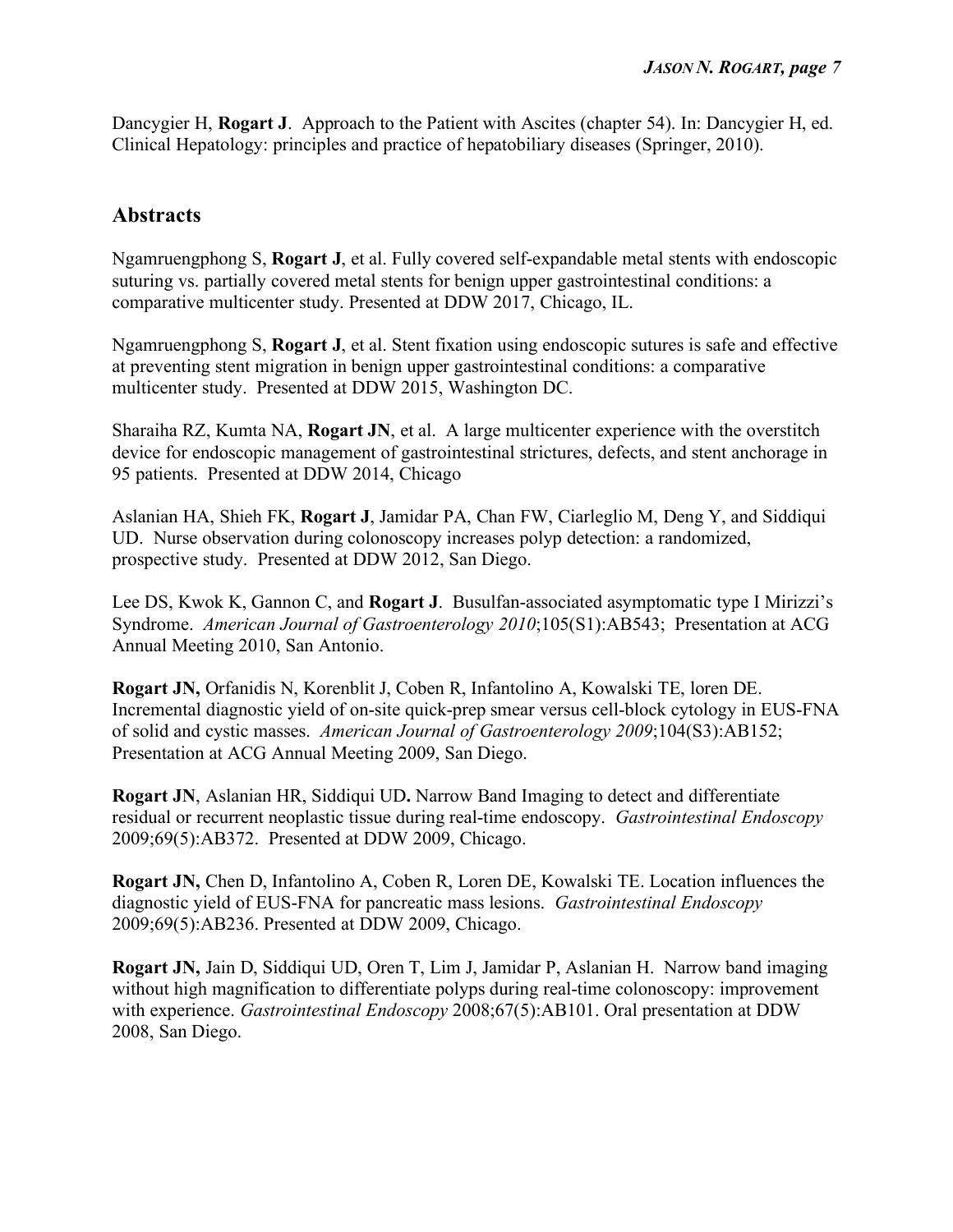Dancygier H, **Rogart J**. Approach to the Patient with Ascites (chapter 54). In: Dancygier H, ed. Clinical Hepatology: principles and practice of hepatobiliary diseases (Springer, 2010).

## Abstracts

Ngamruengphong S, **Rogart J**, et al. Fully covered self-expandable metal stents with endoscopic suturing vs. partially covered metal stents for benign upper gastrointestinal conditions: a comparative multicenter study. Presented at DDW 2017, Chicago, IL.

Ngamruengphong S, **Rogart J**, et al. Stent fixation using endoscopic sutures is safe and effective at preventing stent migration in benign upper gastrointestinal conditions: a comparative multicenter study. Presented at DDW 2015, Washington DC.

Sharaiha RZ, Kumta NA, **Rogart JN**, et al. A large multicenter experience with the overstitch device for endoscopic management of gastrointestinal strictures, defects, and stent anchorage in 95 patients. Presented at DDW 2014, Chicago

Aslanian HA, Shieh FK, **Rogart J**, Jamidar PA, Chan FW, Ciarleglio M, Deng Y, and Siddiqui UD. Nurse observation during colonoscopy increases polyp detection: a randomized, prospective study. Presented at DDW 2012, San Diego.

Lee DS, Kwok K, Gannon C, and **Rogart J**. Busulfan-associated asymptomatic type I Mirizzi's Syndrome. *American Journal of Gastroenterology 2010*;105(S1):AB543; Presentation at ACG Annual Meeting 2010, San Antonio.

**Rogart JN,** Orfanidis N, Korenblit J, Coben R, Infantolino A, Kowalski TE, loren DE. Incremental diagnostic yield of on-site quick-prep smear versus cell-block cytology in EUS-FNA of solid and cystic masses. *American Journal of Gastroenterology 2009*;104(S3):AB152; Presentation at ACG Annual Meeting 2009, San Diego.

**Rogart JN**, Aslanian HR, Siddiqui UD**.** Narrow Band Imaging to detect and differentiate residual or recurrent neoplastic tissue during real-time endoscopy. *Gastrointestinal Endoscopy* 2009;69(5):AB372. Presented at DDW 2009, Chicago.

**Rogart JN,** Chen D, Infantolino A, Coben R, Loren DE, Kowalski TE. Location influences the diagnostic yield of EUS-FNA for pancreatic mass lesions. *Gastrointestinal Endoscopy* 2009;69(5):AB236. Presented at DDW 2009, Chicago.

**Rogart JN,** Jain D, Siddiqui UD, Oren T, Lim J, Jamidar P, Aslanian H. Narrow band imaging without high magnification to differentiate polyps during real-time colonoscopy: improvement with experience. *Gastrointestinal Endoscopy* 2008;67(5):AB101. Oral presentation at DDW 2008, San Diego.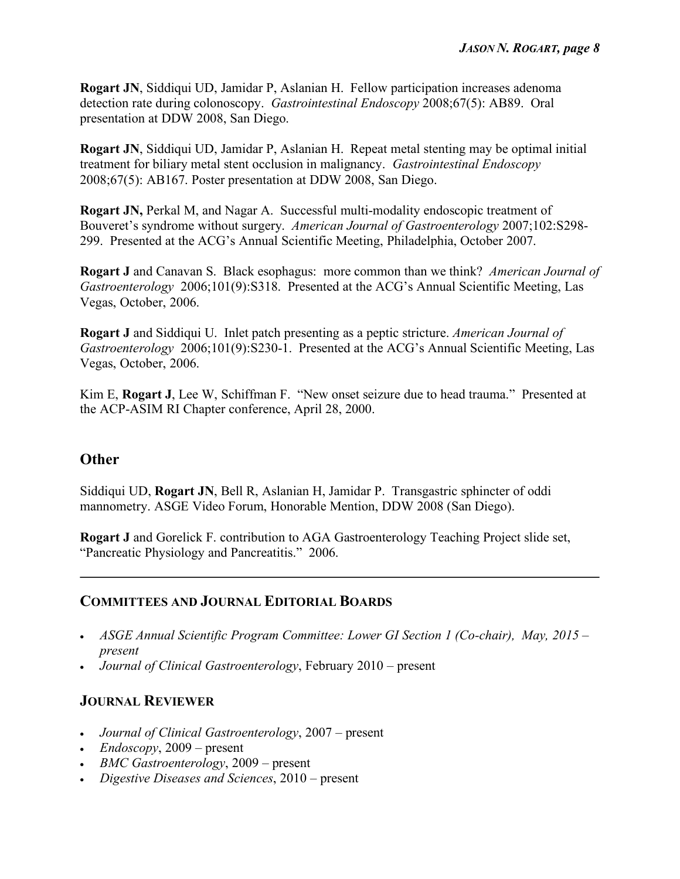**Rogart JN**, Siddiqui UD, Jamidar P, Aslanian H. Fellow participation increases adenoma detection rate during colonoscopy. *Gastrointestinal Endoscopy* 2008;67(5): AB89. Oral presentation at DDW 2008, San Diego.

**Rogart JN**, Siddiqui UD, Jamidar P, Aslanian H. Repeat metal stenting may be optimal initial treatment for biliary metal stent occlusion in malignancy. *Gastrointestinal Endoscopy* 2008;67(5): AB167. Poster presentation at DDW 2008, San Diego.

**Rogart JN,** Perkal M, and Nagar A. Successful multi-modality endoscopic treatment of Bouveret's syndrome without surgery. *American Journal of Gastroenterology* 2007;102:S298-299. Presented at the ACG's Annual Scientific Meeting, Philadelphia, October 2007.

**Rogart J** and Canavan S. Black esophagus: more common than we think? *American Journal of Gastroenterology* 2006;101(9):S318. Presented at the ACG's Annual Scientific Meeting, Las Vegas, October, 2006.

**Rogart J** and Siddiqui U. Inlet patch presenting as a peptic stricture. *American Journal of Gastroenterology* 2006;101(9):S230-1. Presented at the ACG's Annual Scientific Meeting, Las Vegas, October, 2006.

Kim E, **Rogart J**, Lee W, Schiffman F. "New onset seizure due to head trauma." Presented at the ACP-ASIM RI Chapter conference, April 28, 2000.

## Other

Siddiqui UD, **Rogart JN**, Bell R, Aslanian H, Jamidar P. Transgastric sphincter of oddi mannometry. ASGE Video Forum, Honorable Mention, DDW 2008 (San Diego).

**Rogart J** and Gorelick F. contribution to AGA Gastroenterology Teaching Project slide set, "Pancreatic Physiology and Pancreatitis." 2006.

---

## Committees and Journal Editorial Boards

- *ASGE Annual Scientific Program Committee: Lower GI Section 1 (Co-chair), May, 2015 – present*
- *Journal of Clinical Gastroenterology*, February 2010 – present

## Journal Reviewer

- *Journal of Clinical Gastroenterology*, 2007 – present
- *Endoscopy*, 2009 – present
- *BMC Gastroenterology*, 2009 – present
- *Digestive Diseases and Sciences*, 2010 – present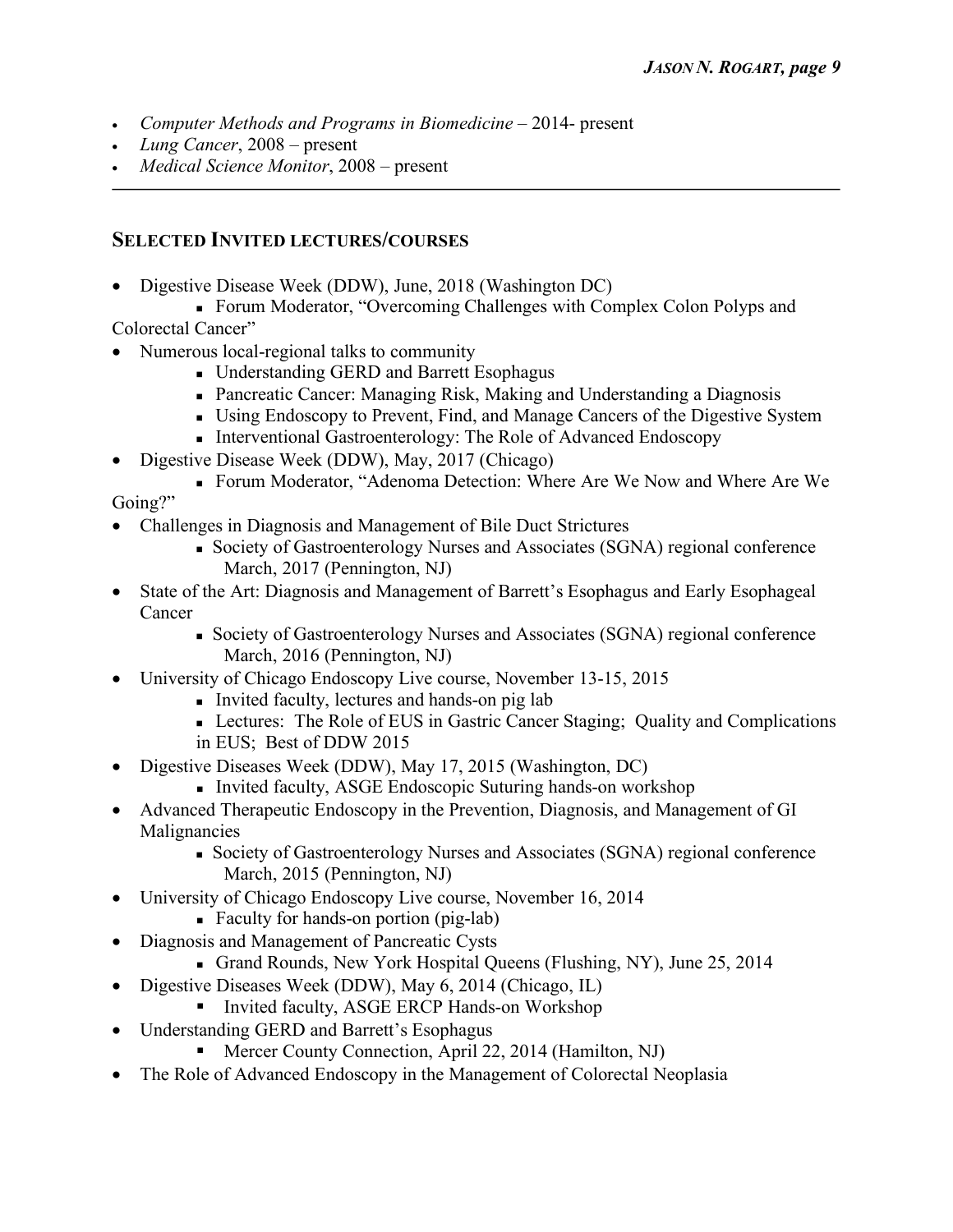- *Computer Methods and Programs in Biomedicine* – 2014- present
- *Lung Cancer*, 2008 – present
- *Medical Science Monitor*, 2008 – present

---

## SELECTED INVITED LECTURES/COURSES

- Digestive Disease Week (DDW), June, 2018 (Washington DC)
    - Forum Moderator, "Overcoming Challenges with Complex Colon Polyps and Colorectal Cancer"
- Numerous local-regional talks to community
    - Understanding GERD and Barrett Esophagus
    - Pancreatic Cancer: Managing Risk, Making and Understanding a Diagnosis
    - Using Endoscopy to Prevent, Find, and Manage Cancers of the Digestive System
    - Interventional Gastroenterology: The Role of Advanced Endoscopy
- Digestive Disease Week (DDW), May, 2017 (Chicago)
    - Forum Moderator, "Adenoma Detection: Where Are We Now and Where Are We Going?"
- Challenges in Diagnosis and Management of Bile Duct Strictures
    - Society of Gastroenterology Nurses and Associates (SGNA) regional conference March, 2017 (Pennington, NJ)
- State of the Art: Diagnosis and Management of Barrett's Esophagus and Early Esophageal Cancer
    - Society of Gastroenterology Nurses and Associates (SGNA) regional conference March, 2016 (Pennington, NJ)
- University of Chicago Endoscopy Live course, November 13-15, 2015
    - Invited faculty, lectures and hands-on pig lab
    - Lectures: The Role of EUS in Gastric Cancer Staging; Quality and Complications in EUS; Best of DDW 2015
- Digestive Diseases Week (DDW), May 17, 2015 (Washington, DC)
    - Invited faculty, ASGE Endoscopic Suturing hands-on workshop
- Advanced Therapeutic Endoscopy in the Prevention, Diagnosis, and Management of GI Malignancies
    - Society of Gastroenterology Nurses and Associates (SGNA) regional conference March, 2015 (Pennington, NJ)
- University of Chicago Endoscopy Live course, November 16, 2014
    - Faculty for hands-on portion (pig-lab)
- Diagnosis and Management of Pancreatic Cysts
    - Grand Rounds, New York Hospital Queens (Flushing, NY), June 25, 2014
- Digestive Diseases Week (DDW), May 6, 2014 (Chicago, IL)
    - Invited faculty, ASGE ERCP Hands-on Workshop
- Understanding GERD and Barrett's Esophagus
    - Mercer County Connection, April 22, 2014 (Hamilton, NJ)
- The Role of Advanced Endoscopy in the Management of Colorectal Neoplasia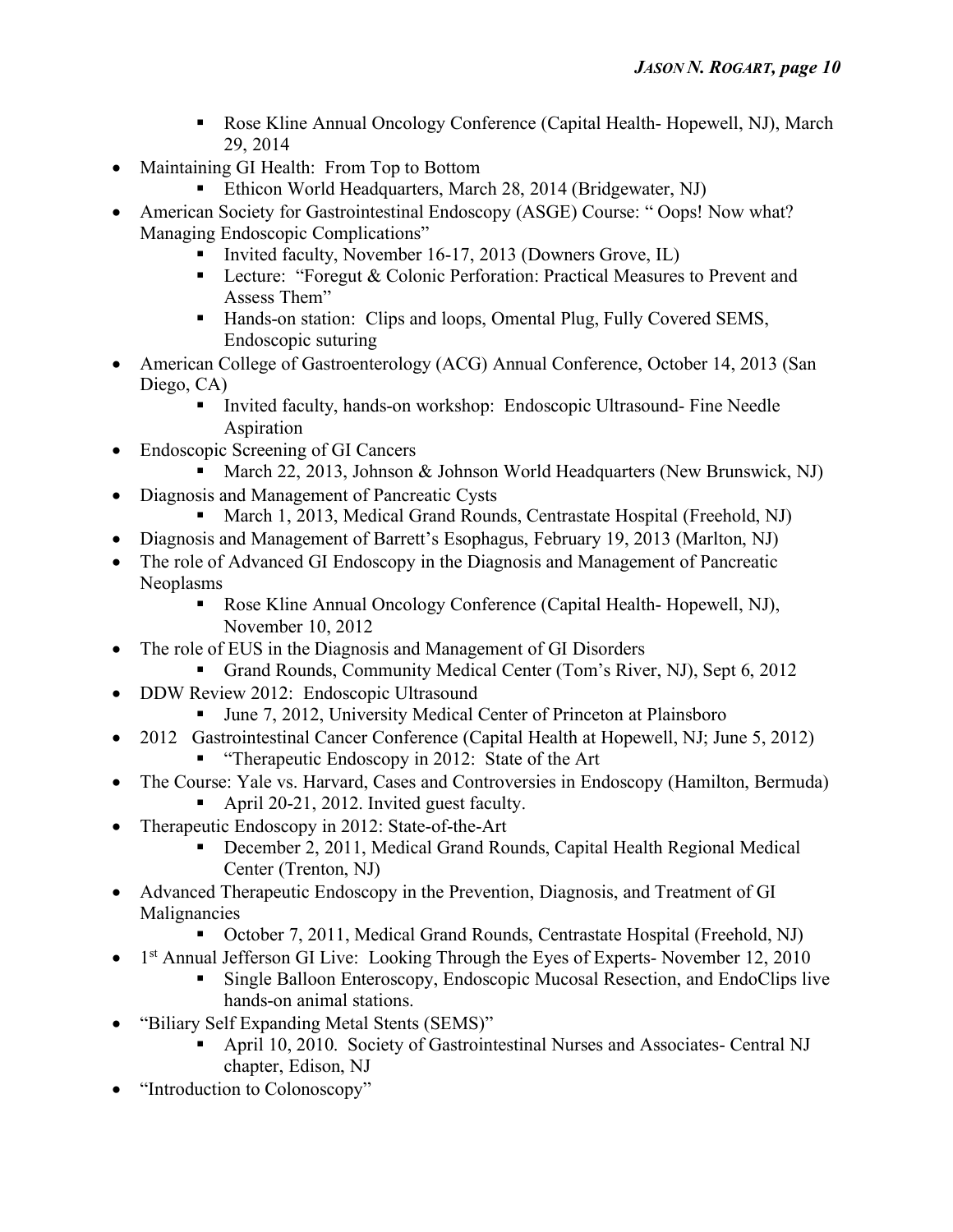- Rose Kline Annual Oncology Conference (Capital Health- Hopewell, NJ), March 29, 2014
- Maintaining GI Health: From Top to Bottom
    - Ethicon World Headquarters, March 28, 2014 (Bridgewater, NJ)
- American Society for Gastrointestinal Endoscopy (ASGE) Course: " Oops! Now what? Managing Endoscopic Complications"
    - Invited faculty, November 16-17, 2013 (Downers Grove, IL)
    - Lecture: "Foregut & Colonic Perforation: Practical Measures to Prevent and Assess Them"
    - Hands-on station: Clips and loops, Omental Plug, Fully Covered SEMS, Endoscopic suturing
- American College of Gastroenterology (ACG) Annual Conference, October 14, 2013 (San Diego, CA)
    - Invited faculty, hands-on workshop: Endoscopic Ultrasound- Fine Needle Aspiration
- Endoscopic Screening of GI Cancers
    - March 22, 2013, Johnson & Johnson World Headquarters (New Brunswick, NJ)
- Diagnosis and Management of Pancreatic Cysts
    - March 1, 2013, Medical Grand Rounds, Centrastate Hospital (Freehold, NJ)
- Diagnosis and Management of Barrett's Esophagus, February 19, 2013 (Marlton, NJ)
- The role of Advanced GI Endoscopy in the Diagnosis and Management of Pancreatic Neoplasms
    - Rose Kline Annual Oncology Conference (Capital Health- Hopewell, NJ), November 10, 2012
- The role of EUS in the Diagnosis and Management of GI Disorders
    - Grand Rounds, Community Medical Center (Tom's River, NJ), Sept 6, 2012
- DDW Review 2012: Endoscopic Ultrasound
    - June 7, 2012, University Medical Center of Princeton at Plainsboro
- 2012 Gastrointestinal Cancer Conference (Capital Health at Hopewell, NJ; June 5, 2012)
    - "Therapeutic Endoscopy in 2012: State of the Art
- The Course: Yale vs. Harvard, Cases and Controversies in Endoscopy (Hamilton, Bermuda)
    - April 20-21, 2012. Invited guest faculty.
- Therapeutic Endoscopy in 2012: State-of-the-Art
    - December 2, 2011, Medical Grand Rounds, Capital Health Regional Medical Center (Trenton, NJ)
- Advanced Therapeutic Endoscopy in the Prevention, Diagnosis, and Treatment of GI Malignancies
    - October 7, 2011, Medical Grand Rounds, Centrastate Hospital (Freehold, NJ)
- 1st Annual Jefferson GI Live: Looking Through the Eyes of Experts- November 12, 2010
    - Single Balloon Enteroscopy, Endoscopic Mucosal Resection, and EndoClips live hands-on animal stations.
- "Biliary Self Expanding Metal Stents (SEMS)"
    - April 10, 2010. Society of Gastrointestinal Nurses and Associates- Central NJ chapter, Edison, NJ
- "Introduction to Colonoscopy"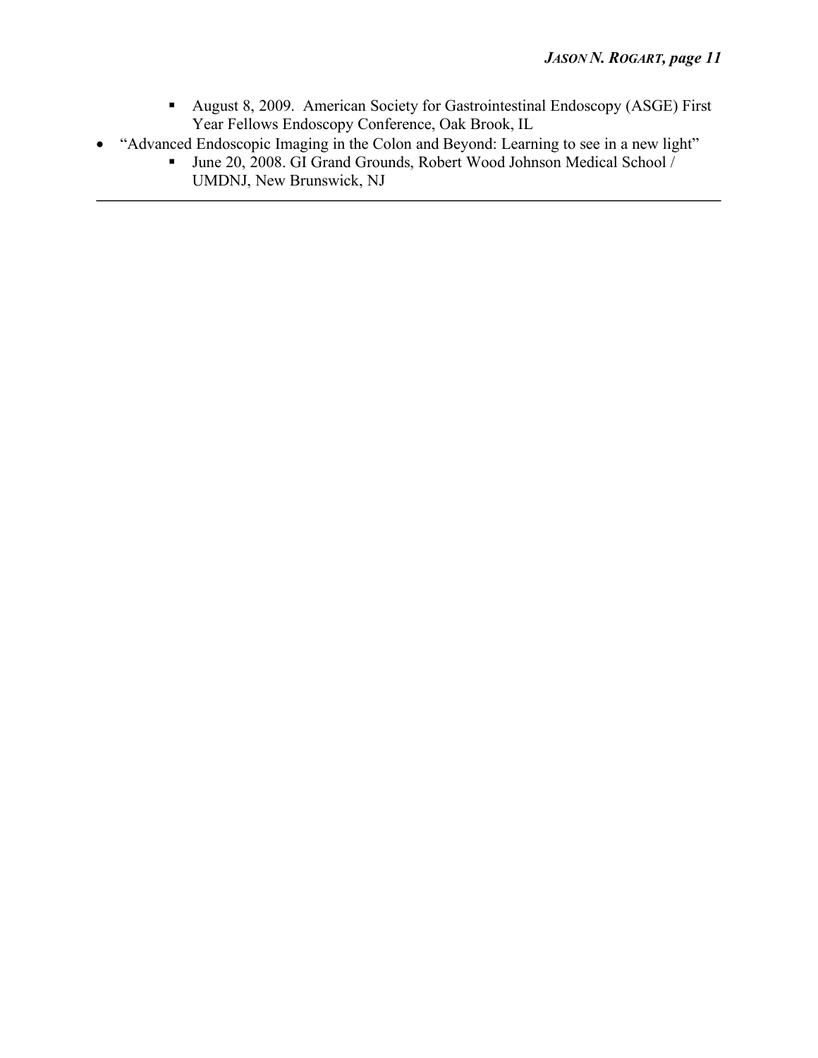- August 8, 2009.  American Society for Gastrointestinal Endoscopy (ASGE) First Year Fellows Endoscopy Conference, Oak Brook, IL

- "Advanced Endoscopic Imaging in the Colon and Beyond: Learning to see in a new light"
    - June 20, 2008. GI Grand Grounds, Robert Wood Johnson Medical School / UMDNJ, New Brunswick, NJ

---